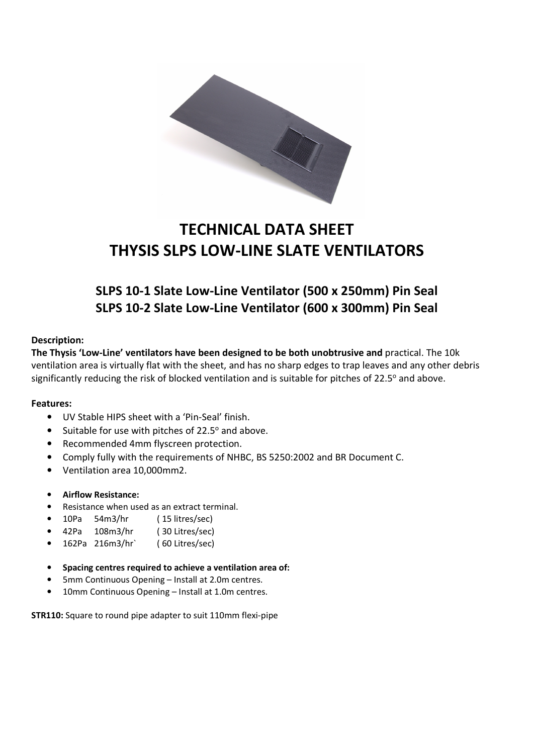# TECHNICAL DATA SHEET
# THYSIS SLPS LOW-LINE SLATE VENTILATORS

## SLPS 10-1 Slate Low-Line Ventilator (500 x 250mm) Pin Seal
## SLPS 10-2 Slate Low-Line Ventilator (600 x 300mm) Pin Seal

**Description:**

**The Thysis 'Low-Line' ventilators have been designed to be both unobtrusive and** practical. The 10k ventilation area is virtually flat with the sheet, and has no sharp edges to trap leaves and any other debris significantly reducing the risk of blocked ventilation and is suitable for pitches of 22.5° and above.

**Features:**

- UV Stable HIPS sheet with a 'Pin-Seal' finish.
- Suitable for use with pitches of 22.5° and above.
- Recommended 4mm flyscreen protection.
- Comply fully with the requirements of NHBC, BS 5250:2002 and BR Document C.
- Ventilation area 10,000mm2.

- **Airflow Resistance:**
- Resistance when used as an extract terminal.
- 10Pa 54m3/hr ( 15 litres/sec)
- 42Pa 108m3/hr ( 30 Litres/sec)
- 162Pa 216m3/hr` ( 60 Litres/sec)

- **Spacing centres required to achieve a ventilation area of:**
- 5mm Continuous Opening – Install at 2.0m centres.
- 10mm Continuous Opening – Install at 1.0m centres.

**STR110:** Square to round pipe adapter to suit 110mm flexi-pipe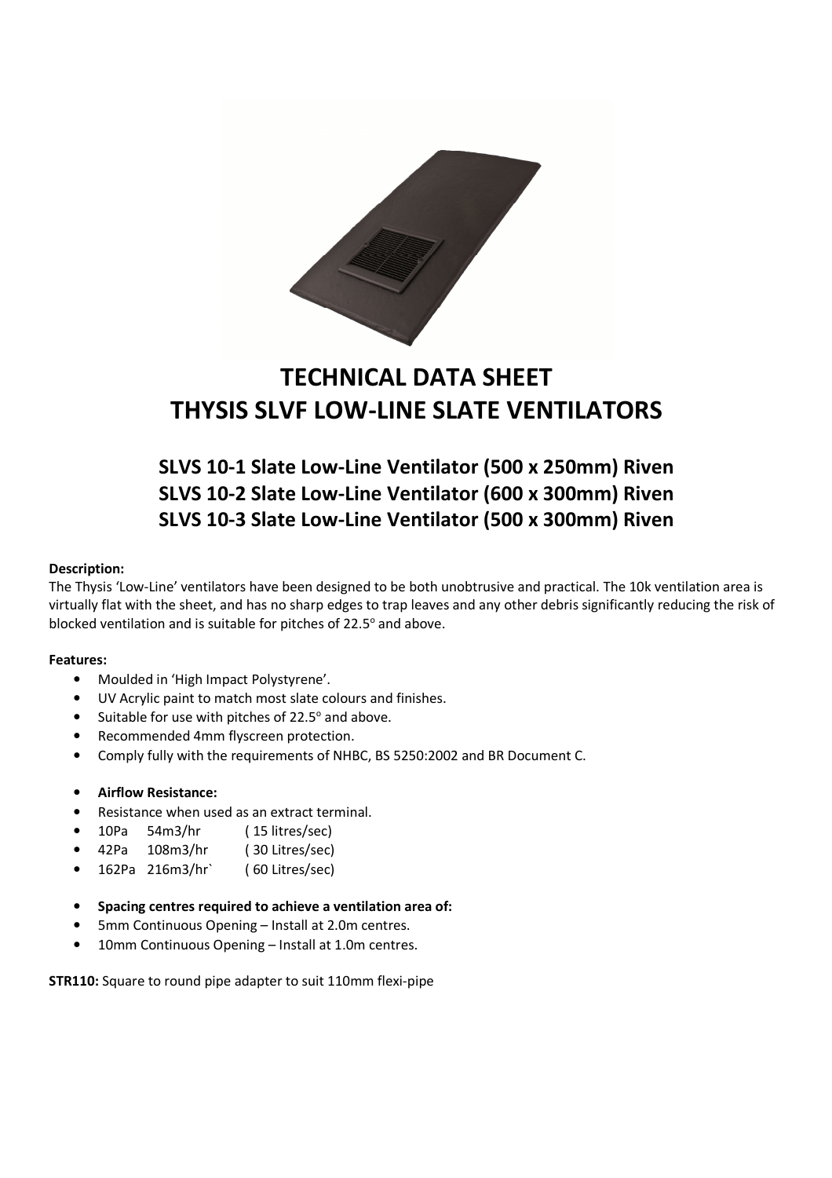# TECHNICAL DATA SHEET
# THYSIS SLVF LOW-LINE SLATE VENTILATORS

## SLVS 10-1 Slate Low-Line Ventilator (500 x 250mm) Riven
## SLVS 10-2 Slate Low-Line Ventilator (600 x 300mm) Riven
## SLVS 10-3 Slate Low-Line Ventilator (500 x 300mm) Riven

**Description:**

The Thysis 'Low-Line' ventilators have been designed to be both unobtrusive and practical. The 10k ventilation area is virtually flat with the sheet, and has no sharp edges to trap leaves and any other debris significantly reducing the risk of blocked ventilation and is suitable for pitches of 22.5° and above.

**Features:**

- Moulded in 'High Impact Polystyrene'.
- UV Acrylic paint to match most slate colours and finishes.
- Suitable for use with pitches of 22.5° and above.
- Recommended 4mm flyscreen protection.
- Comply fully with the requirements of NHBC, BS 5250:2002 and BR Document C.

- **Airflow Resistance:**
- Resistance when used as an extract terminal.
- 10Pa 54m3/hr ( 15 litres/sec)
- 42Pa 108m3/hr ( 30 Litres/sec)
- 162Pa 216m3/hr` ( 60 Litres/sec)

- **Spacing centres required to achieve a ventilation area of:**
- 5mm Continuous Opening – Install at 2.0m centres.
- 10mm Continuous Opening – Install at 1.0m centres.

**STR110:** Square to round pipe adapter to suit 110mm flexi-pipe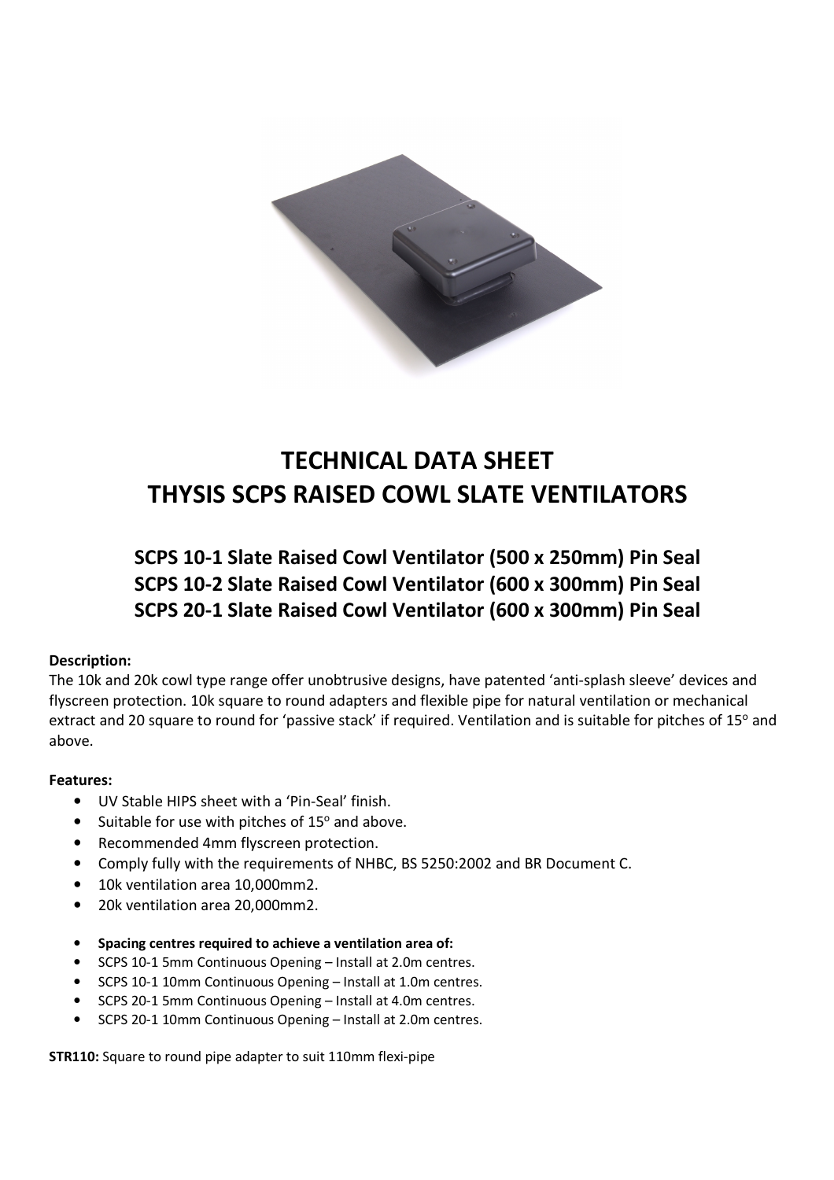# TECHNICAL DATA SHEET
# THYSIS SCPS RAISED COWL SLATE VENTILATORS

## SCPS 10-1 Slate Raised Cowl Ventilator (500 x 250mm) Pin Seal
## SCPS 10-2 Slate Raised Cowl Ventilator (600 x 300mm) Pin Seal
## SCPS 20-1 Slate Raised Cowl Ventilator (600 x 300mm) Pin Seal

**Description:**

The 10k and 20k cowl type range offer unobtrusive designs, have patented 'anti-splash sleeve' devices and flyscreen protection. 10k square to round adapters and flexible pipe for natural ventilation or mechanical extract and 20 square to round for 'passive stack' if required. Ventilation and is suitable for pitches of 15$^{o}$ and above.

**Features:**

- UV Stable HIPS sheet with a 'Pin-Seal' finish.
- Suitable for use with pitches of 15$^{o}$ and above.
- Recommended 4mm flyscreen protection.
- Comply fully with the requirements of NHBC, BS 5250:2002 and BR Document C.
- 10k ventilation area 10,000mm2.
- 20k ventilation area 20,000mm2.

- **Spacing centres required to achieve a ventilation area of:**
- SCPS 10-1 5mm Continuous Opening – Install at 2.0m centres.
- SCPS 10-1 10mm Continuous Opening – Install at 1.0m centres.
- SCPS 20-1 5mm Continuous Opening – Install at 4.0m centres.
- SCPS 20-1 10mm Continuous Opening – Install at 2.0m centres.

**STR110:** Square to round pipe adapter to suit 110mm flexi-pipe